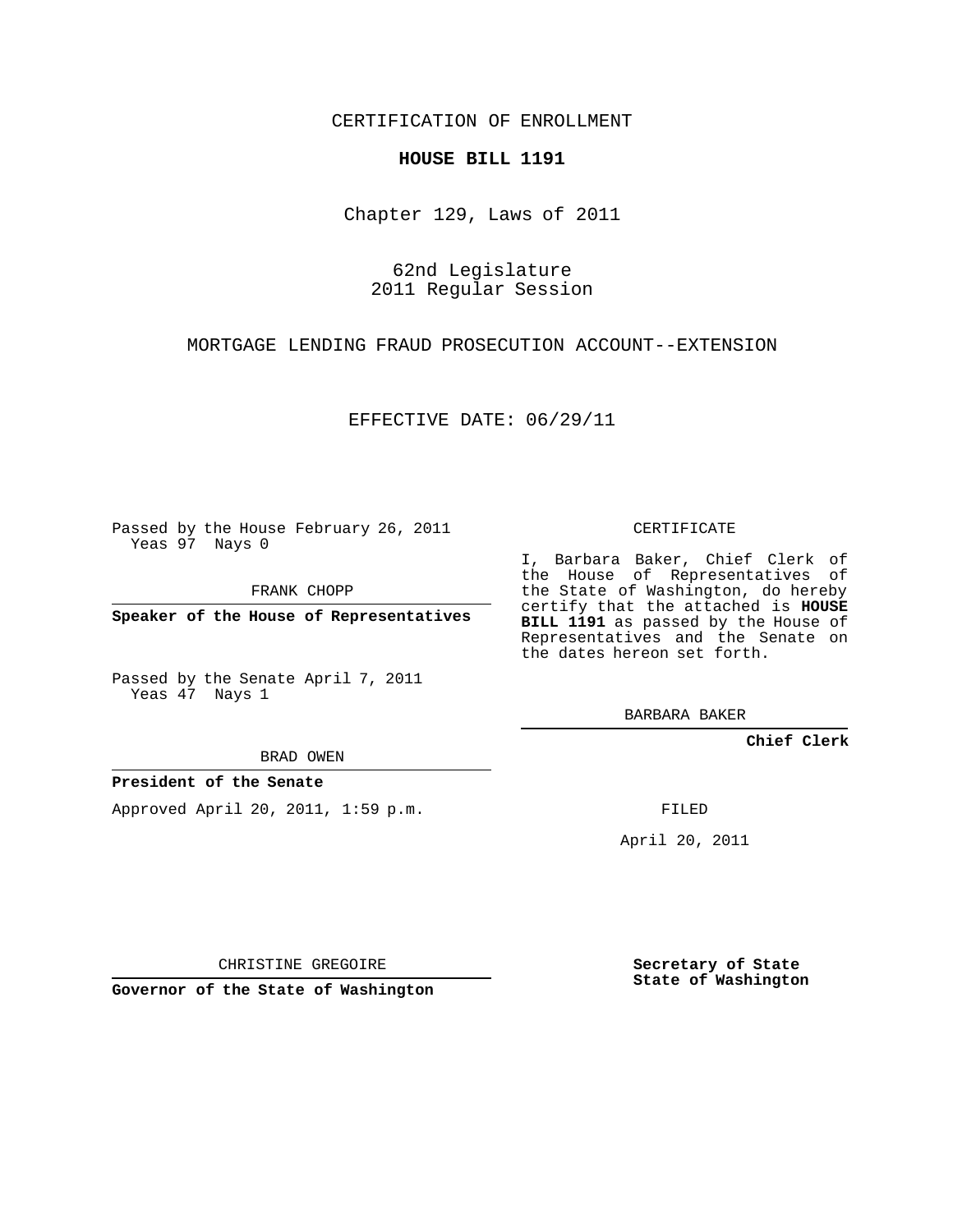CERTIFICATION OF ENROLLMENT

**HOUSE BILL 1191**

Chapter 129, Laws of 2011

62nd Legislature
2011 Regular Session

MORTGAGE LENDING FRAUD PROSECUTION ACCOUNT--EXTENSION

EFFECTIVE DATE: 06/29/11

Passed by the House February 26, 2011
Yeas 97 Nays 0

FRANK CHOPP

**Speaker of the House of Representatives**

Passed by the Senate April 7, 2011
Yeas 47 Nays 1

BRAD OWEN

**President of the Senate**

Approved April 20, 2011, 1:59 p.m.

CHRISTINE GREGOIRE

**Governor of the State of Washington**

CERTIFICATE

I, Barbara Baker, Chief Clerk of the House of Representatives of the State of Washington, do hereby certify that the attached is **HOUSE BILL 1191** as passed by the House of Representatives and the Senate on the dates hereon set forth.

BARBARA BAKER

**Chief Clerk**

FILED

April 20, 2011

**Secretary of State**
**State of Washington**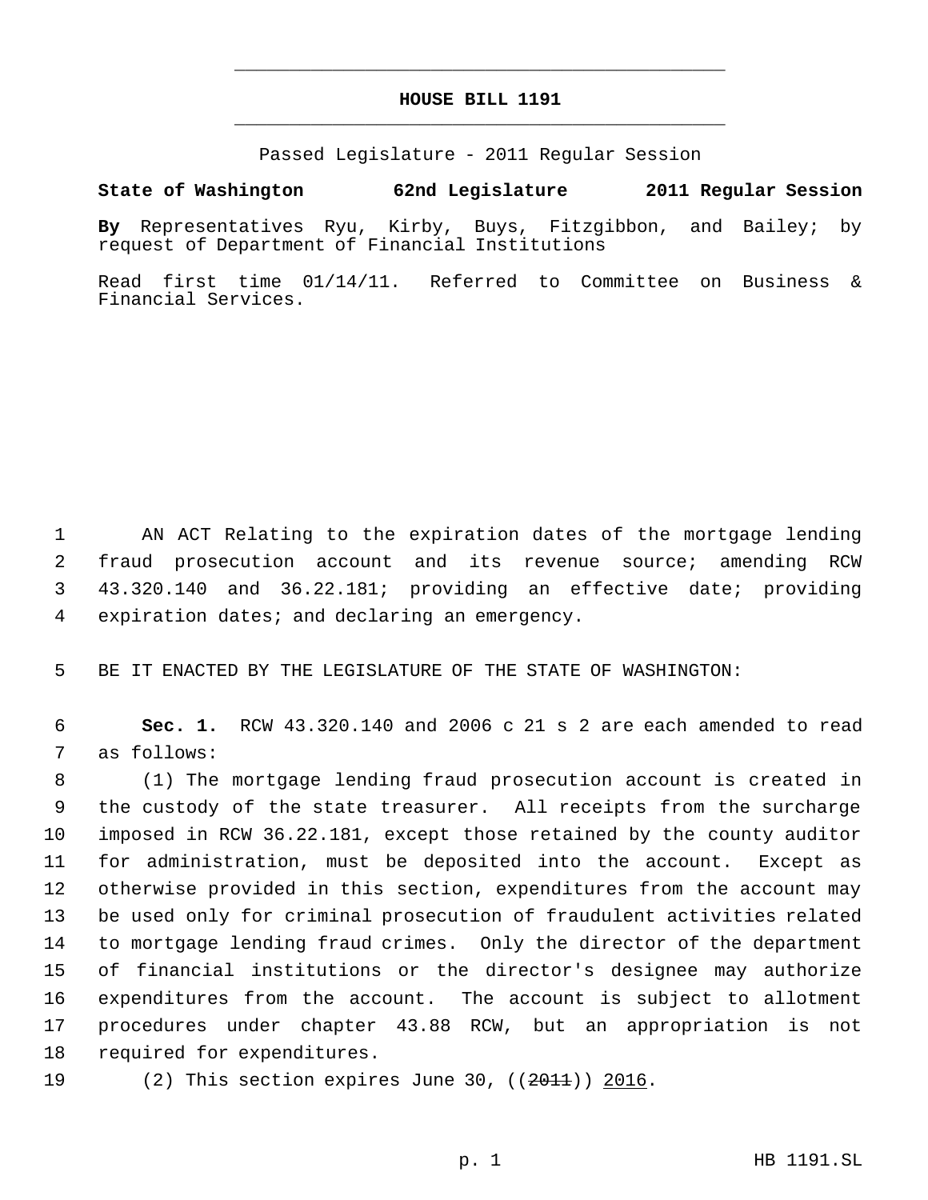# HOUSE BILL 1191

Passed Legislature - 2011 Regular Session

**State of Washington 62nd Legislature 2011 Regular Session**

**By** Representatives Ryu, Kirby, Buys, Fitzgibbon, and Bailey; by request of Department of Financial Institutions

Read first time 01/14/11. Referred to Committee on Business & Financial Services.

AN ACT Relating to the expiration dates of the mortgage lending fraud prosecution account and its revenue source; amending RCW 43.320.140 and 36.22.181; providing an effective date; providing expiration dates; and declaring an emergency.

BE IT ENACTED BY THE LEGISLATURE OF THE STATE OF WASHINGTON:

**Sec. 1.** RCW 43.320.140 and 2006 c 21 s 2 are each amended to read as follows:

(1) The mortgage lending fraud prosecution account is created in the custody of the state treasurer. All receipts from the surcharge imposed in RCW 36.22.181, except those retained by the county auditor for administration, must be deposited into the account. Except as otherwise provided in this section, expenditures from the account may be used only for criminal prosecution of fraudulent activities related to mortgage lending fraud crimes. Only the director of the department of financial institutions or the director's designee may authorize expenditures from the account. The account is subject to allotment procedures under chapter 43.88 RCW, but an appropriation is not required for expenditures.

(2) This section expires June 30, ((~~2011~~)) <u>2016</u>.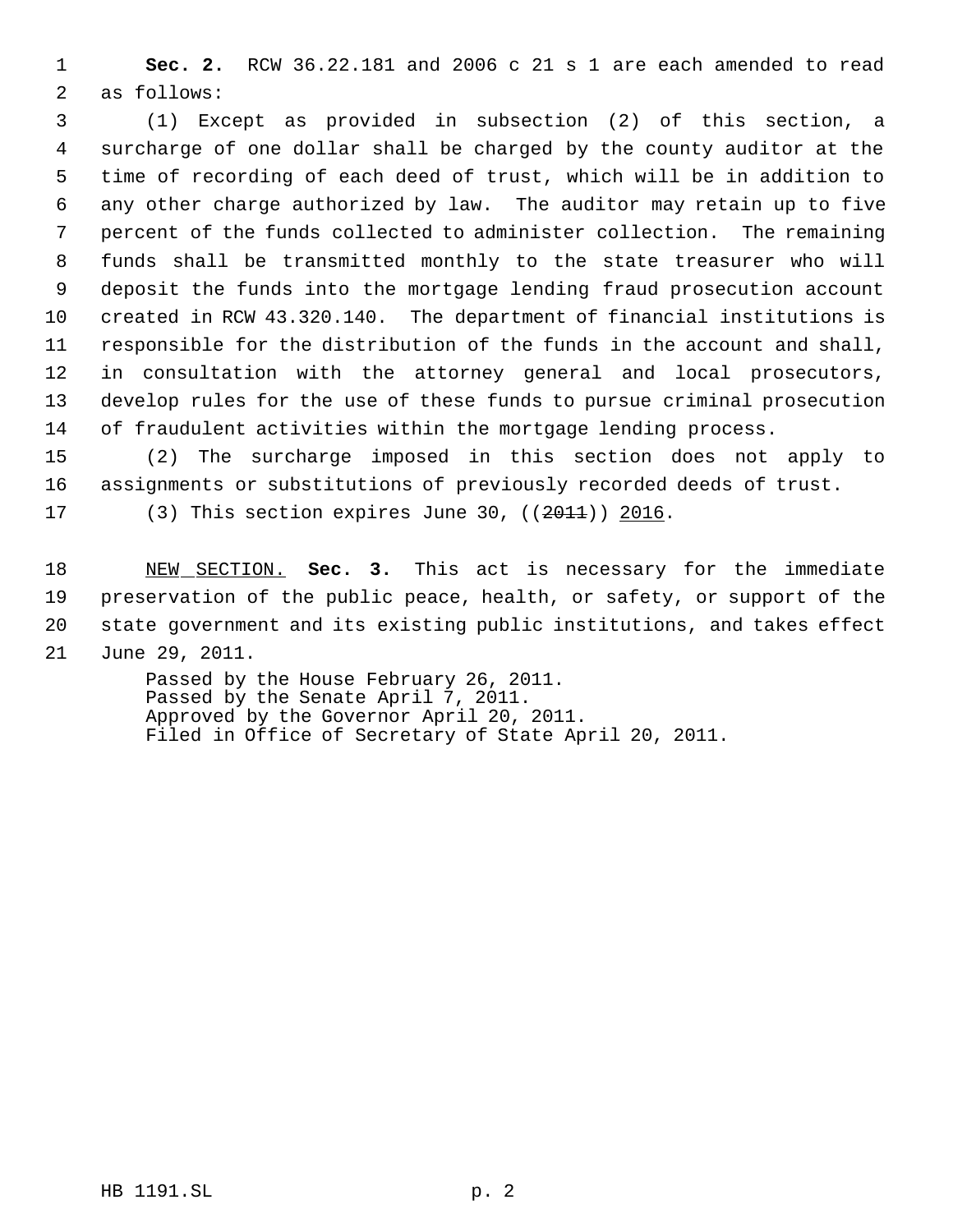**Sec. 2.** RCW 36.22.181 and 2006 c 21 s 1 are each amended to read as follows:

(1) Except as provided in subsection (2) of this section, a surcharge of one dollar shall be charged by the county auditor at the time of recording of each deed of trust, which will be in addition to any other charge authorized by law. The auditor may retain up to five percent of the funds collected to administer collection. The remaining funds shall be transmitted monthly to the state treasurer who will deposit the funds into the mortgage lending fraud prosecution account created in RCW 43.320.140. The department of financial institutions is responsible for the distribution of the funds in the account and shall, in consultation with the attorney general and local prosecutors, develop rules for the use of these funds to pursue criminal prosecution of fraudulent activities within the mortgage lending process.

(2) The surcharge imposed in this section does not apply to assignments or substitutions of previously recorded deeds of trust.

(3) This section expires June 30, ((~~2011~~)) <u>2016</u>.

<u>NEW SECTION.</u> **Sec. 3.** This act is necessary for the immediate preservation of the public peace, health, or safety, or support of the state government and its existing public institutions, and takes effect June 29, 2011.

Passed by the House February 26, 2011.
Passed by the Senate April 7, 2011.
Approved by the Governor April 20, 2011.
Filed in Office of Secretary of State April 20, 2011.